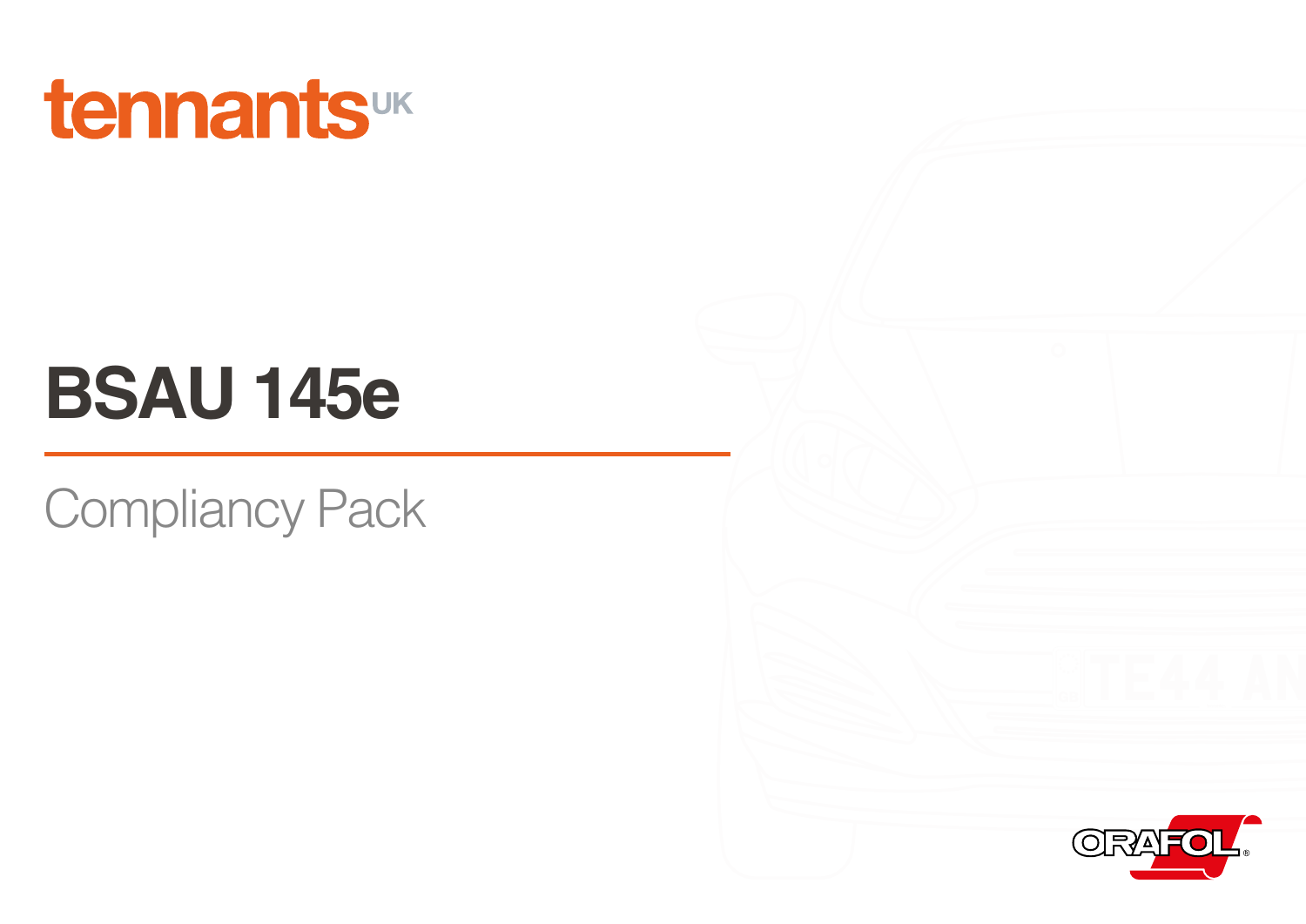tennants UK

# BSAU 145e

## Compliancy Pack

ORAFOL®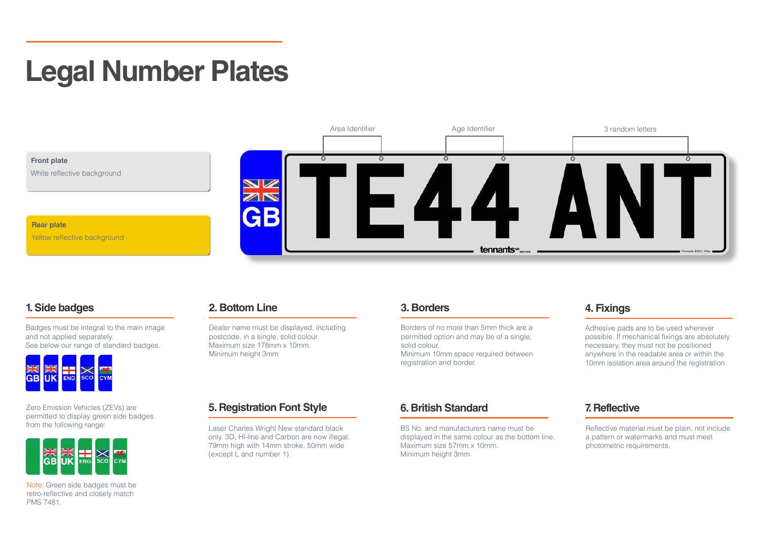# Legal Number Plates

**Front plate**
White reflective background

**Rear plate**
Yellow reflective background

Area Identifier

Age Identifier

3 random letters

TE44 ANT

## 1. Side badges

Badges must be integral to the main image and not applied separately.
See below our range of standard badges.

GB UK ENG SCO CYM

Zero Emission Vehicles (ZEVs) are permitted to display green side badges from the following range:

GB UK ENG SCO CYM

Note: Green side badges must be retro-reflective and closely match PMS 7481.

## 2. Bottom Line

Dealer name must be displayed, including postcode, in a single, solid colour.
Maximum size 178mm x 10mm.
Minimum height 3mm

## 3. Borders

Borders of no more than 5mm thick are a permitted option and may be of a single, solid colour.
Minimum 10mm space required between registration and border.

## 4. Fixings

Adhesive pads are to be used wherever possible. If mechanical fixings are absolutely necessary, they must not be positioned anywhere in the readable area or within the 10mm isolation area around the registration

## 5. Registration Font Style

Laser Charles Wright New standard black only. 3D, Hi-line and Carbon are now illegal.
79mm high with 14mm stroke. 50mm wide (except L and number 1)

## 6. British Standard

BS No. and manufacturers name must be displayed in the same colour as the bottom line.
Maximum size 57mm x 10mm.
Minimum height 3mm

## 7. Reflective

Reflective material must be plain, not include a pattern or watermarks and must meet photometric requirements.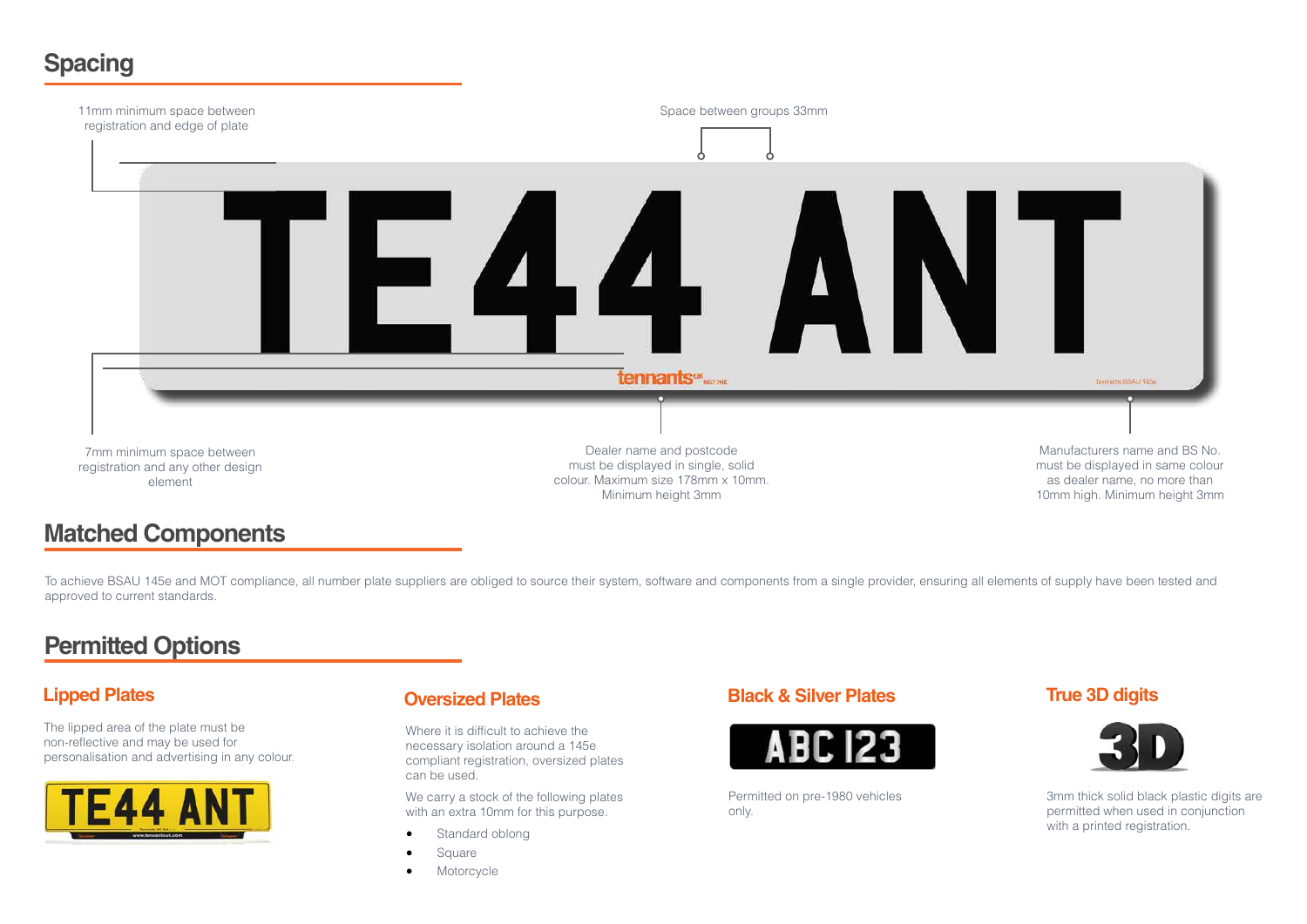## Spacing

11mm minimum space between registration and edge of plate

Space between groups 33mm

7mm minimum space between registration and any other design element

Dealer name and postcode must be displayed in single, solid colour. Maximum size 178mm x 10mm. Minimum height 3mm

Manufacturers name and BS No. must be displayed in same colour as dealer name, no more than 10mm high. Minimum height 3mm

## Matched Components

To achieve BSAU 145e and MOT compliance, all number plate suppliers are obliged to source their system, software and components from a single provider, ensuring all elements of supply have been tested and approved to current standards.

## Permitted Options

### Lipped Plates

The lipped area of the plate must be non-reflective and may be used for personalisation and advertising in any colour.

### Oversized Plates

Where it is difficult to achieve the necessary isolation around a 145e compliant registration, oversized plates can be used.

We carry a stock of the following plates with an extra 10mm for this purpose.

- Standard oblong
- Square
- Motorcycle

### Black & Silver Plates

Permitted on pre-1980 vehicles only.

### True 3D digits

3mm thick solid black plastic digits are permitted when used in conjunction with a printed registration.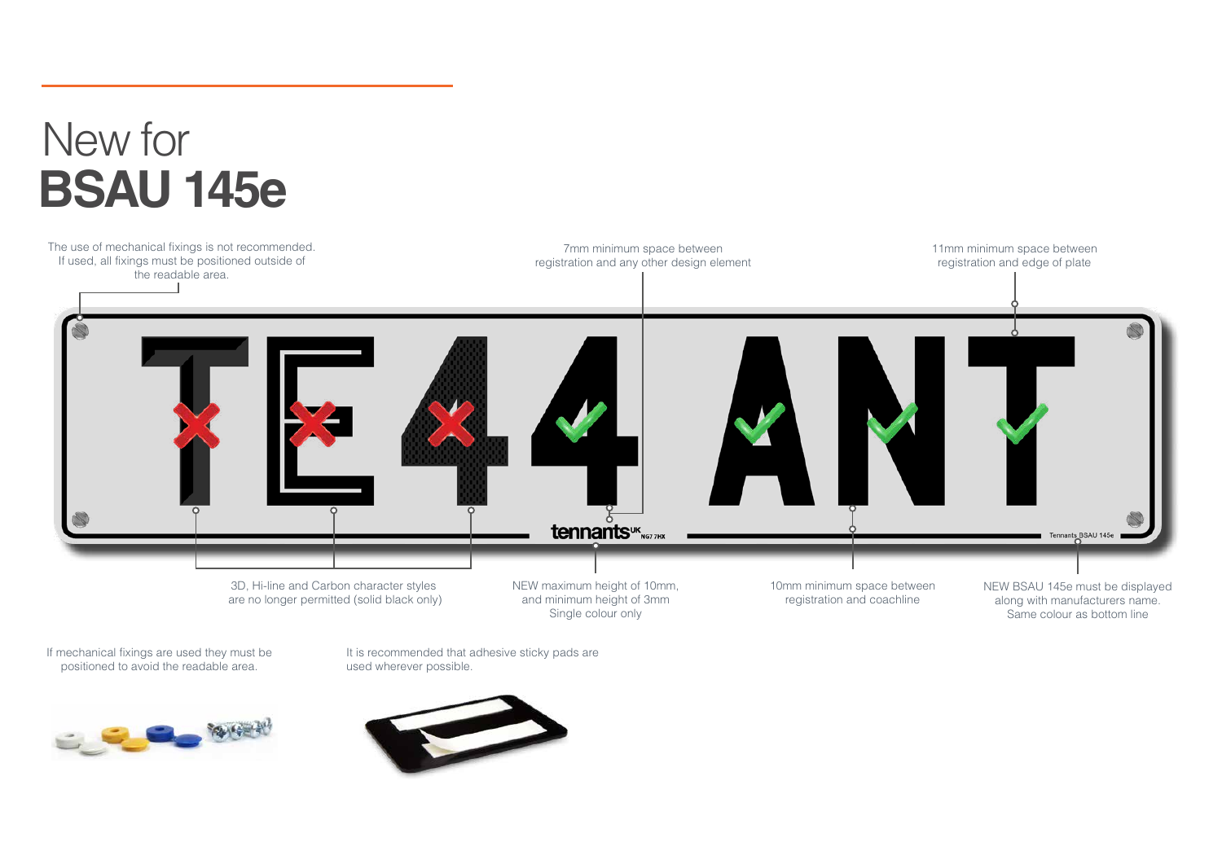# New for **BSAU 145e**

The use of mechanical fixings is not recommended. If used, all fixings must be positioned outside of the readable area.

7mm minimum space between registration and any other design element

11mm minimum space between registration and edge of plate

3D, Hi-line and Carbon character styles are no longer permitted (solid black only)

NEW maximum height of 10mm, and minimum height of 3mm Single colour only

10mm minimum space between registration and coachline

NEW BSAU 145e must be displayed along with manufacturers name. Same colour as bottom line

If mechanical fixings are used they must be positioned to avoid the readable area.

It is recommended that adhesive sticky pads are used wherever possible.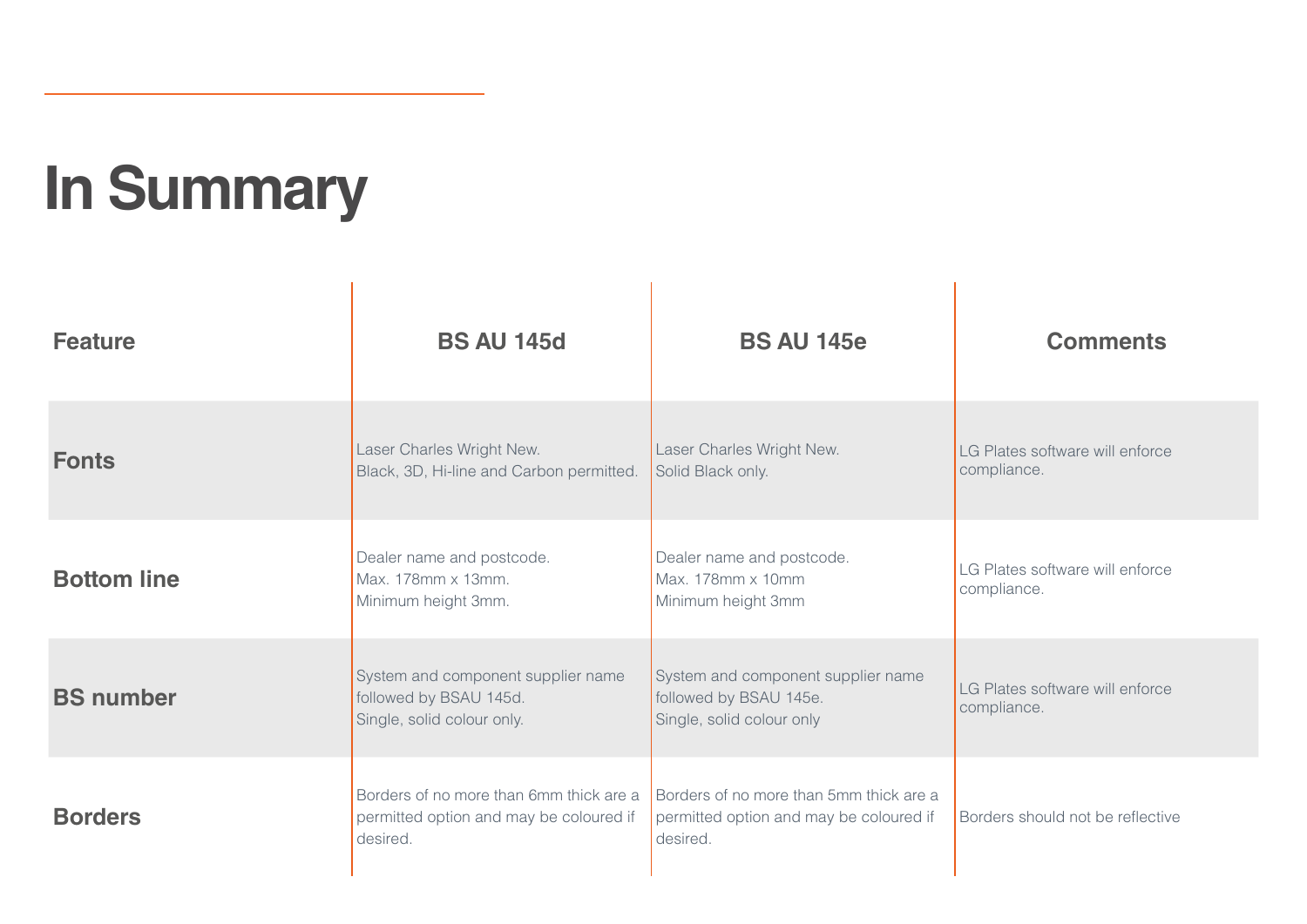# In Summary

| Feature | BS AU 145d | BS AU 145e | Comments |
|---|---|---|---|
| **Fonts** | Laser Charles Wright New.<br>Black, 3D, Hi-line and Carbon permitted. | Laser Charles Wright New.<br>Solid Black only. | LG Plates software will enforce compliance. |
| **Bottom line** | Dealer name and postcode.<br>Max. 178mm x 13mm.<br>Minimum height 3mm. | Dealer name and postcode.<br>Max. 178mm x 10mm<br>Minimum height 3mm | LG Plates software will enforce compliance. |
| **BS number** | System and component supplier name followed by BSAU 145d.<br>Single, solid colour only. | System and component supplier name followed by BSAU 145e.<br>Single, solid colour only | LG Plates software will enforce compliance. |
| **Borders** | Borders of no more than 6mm thick are a permitted option and may be coloured if desired. | Borders of no more than 5mm thick are a permitted option and may be coloured if desired. | Borders should not be reflective |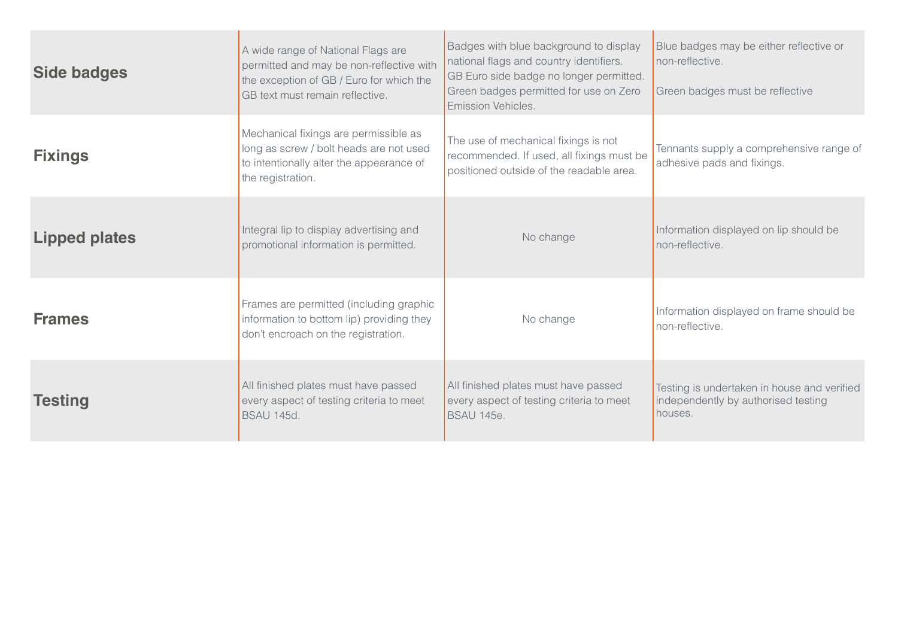| | | | |
|---|---|---|---|
| **Side badges** | A wide range of National Flags are permitted and may be non-reflective with the exception of GB / Euro for which the GB text must remain reflective. | Badges with blue background to display national flags and country identifiers. GB Euro side badge no longer permitted. Green badges permitted for use on Zero Emission Vehicles. | Blue badges may be either reflective or non-reflective.<br><br>Green badges must be reflective |
| **Fixings** | Mechanical fixings are permissible as long as screw / bolt heads are not used to intentionally alter the appearance of the registration. | The use of mechanical fixings is not recommended. If used, all fixings must be positioned outside of the readable area. | Tennants supply a comprehensive range of adhesive pads and fixings. |
| **Lipped plates** | Integral lip to display advertising and promotional information is permitted. | No change | Information displayed on lip should be non-reflective. |
| **Frames** | Frames are permitted (including graphic information to bottom lip) providing they don't encroach on the registration. | No change | Information displayed on frame should be non-reflective. |
| **Testing** | All finished plates must have passed every aspect of testing criteria to meet BSAU 145d. | All finished plates must have passed every aspect of testing criteria to meet BSAU 145e. | Testing is undertaken in house and verified independently by authorised testing houses. |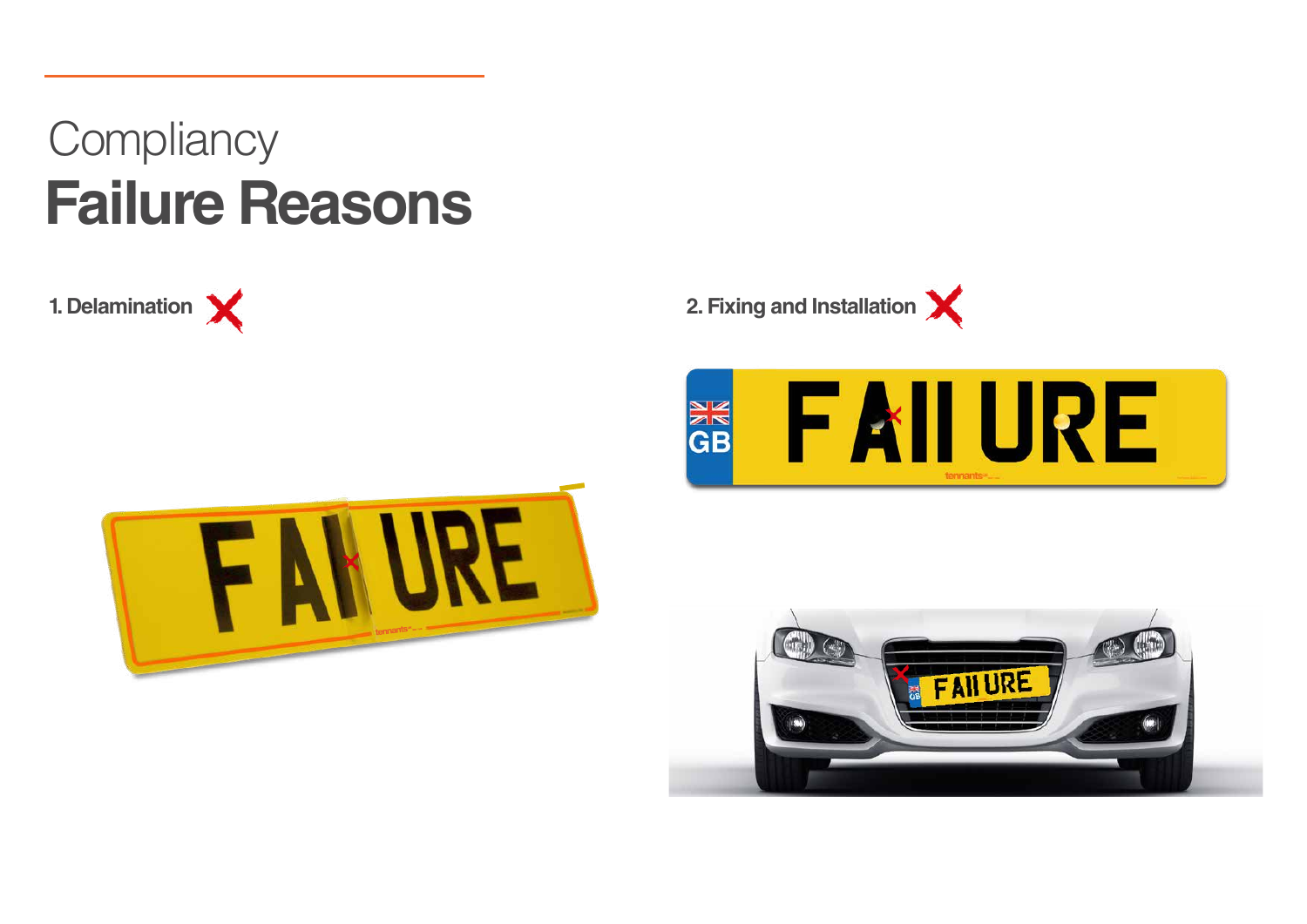Compliancy

# Failure Reasons

1. Delamination

2. Fixing and Installation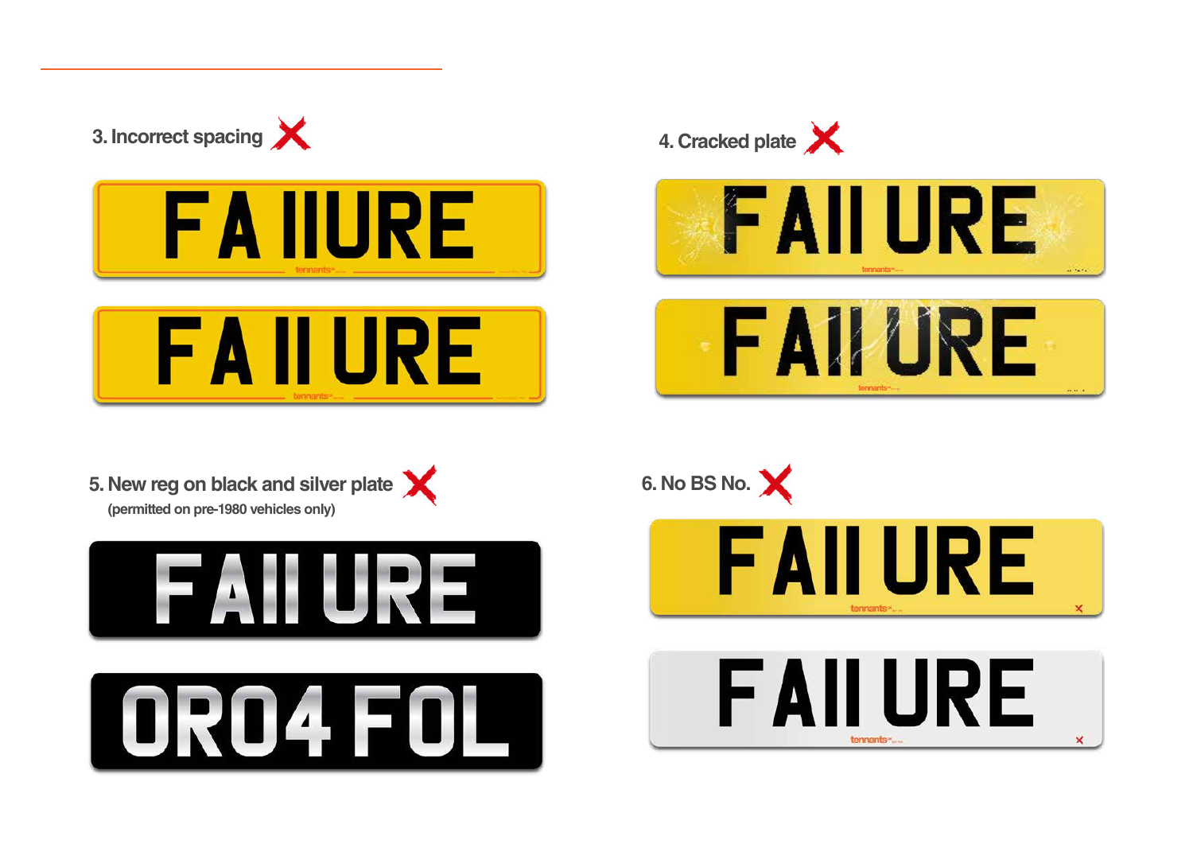3. Incorrect spacing ✗

FA IIURE

FA II URE

4. Cracked plate ✗

FAII URE

FAII URE

5. New reg on black and silver plate ✗

(permitted on pre-1980 vehicles only)

FAII URE

OR04 FOL

6. No BS No. ✗

FAII URE

FAII URE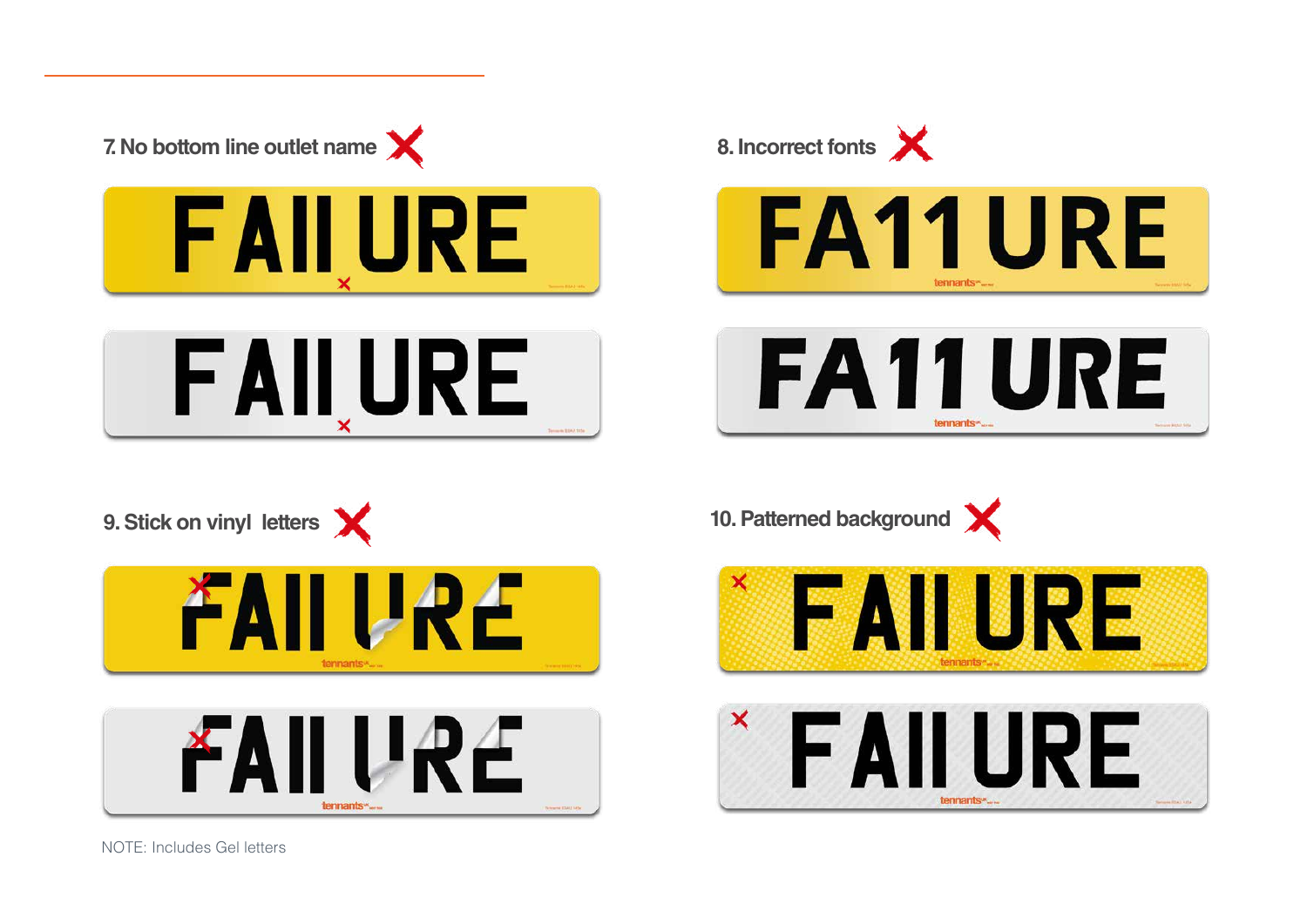7. No bottom line outlet name ✗

FAII URE

FAII URE

8. Incorrect fonts ✗

FA11 URE

tennants

FA11 URE

tennants

9. Stick on vinyl letters ✗

FAII URE

tennants

FAII URE

tennants

10. Patterned background ✗

FAII URE

tennants

FAII URE

tennants

NOTE: Includes Gel letters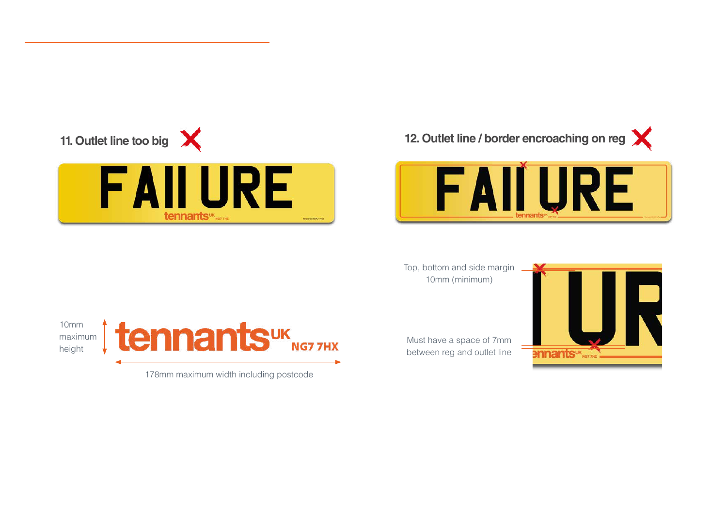## 11. Outlet line too big

10mm maximum height

178mm maximum width including postcode

## 12. Outlet line / border encroaching on reg

Top, bottom and side margin 10mm (minimum)

Must have a space of 7mm between reg and outlet line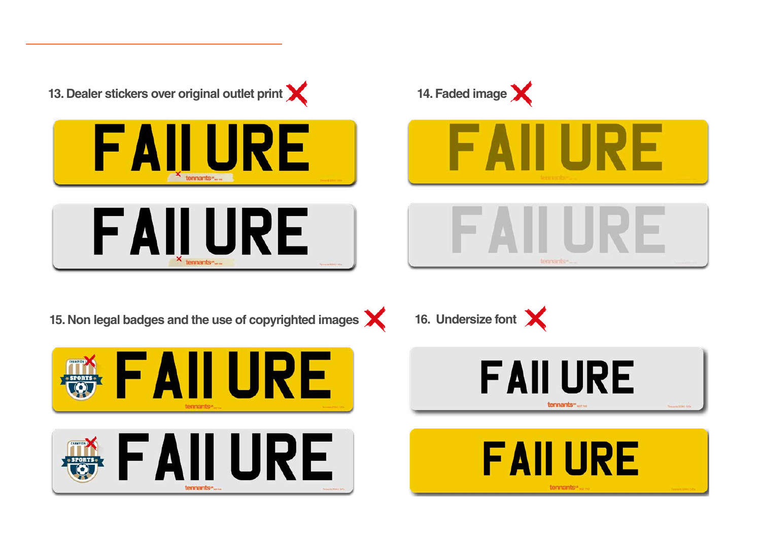13. Dealer stickers over original outlet print

FAII URE

tennants

FAII URE

tennants

14. Faded image

FAII URE

FAII URE

15. Non legal badges and the use of copyrighted images

FAII URE

tennants

FAII URE

tennants

16. Undersize font

FAII URE

tennants

FAII URE

tennants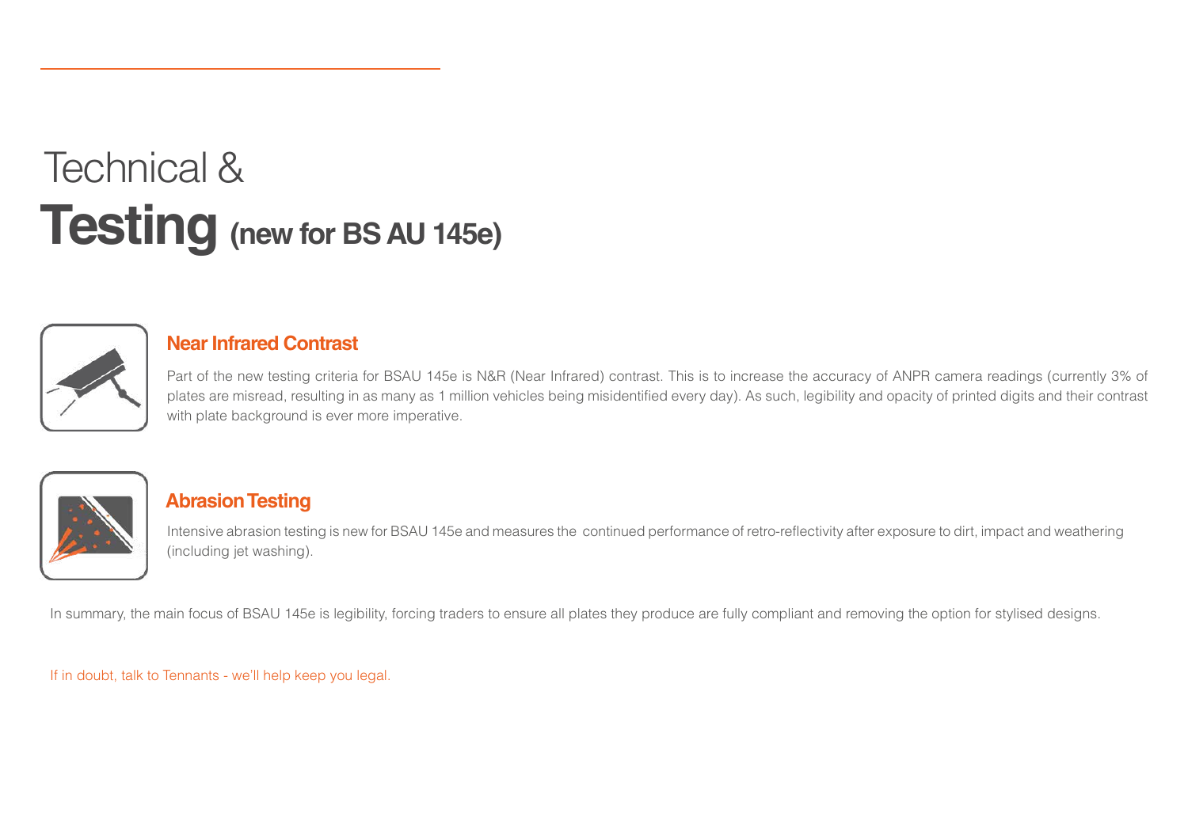# Technical & **Testing** (new for BS AU 145e)

## Near Infrared Contrast

Part of the new testing criteria for BSAU 145e is N&R (Near Infrared) contrast. This is to increase the accuracy of ANPR camera readings (currently 3% of plates are misread, resulting in as many as 1 million vehicles being misidentified every day). As such, legibility and opacity of printed digits and their contrast with plate background is ever more imperative.

## Abrasion Testing

Intensive abrasion testing is new for BSAU 145e and measures the continued performance of retro-reflectivity after exposure to dirt, impact and weathering (including jet washing).

In summary, the main focus of BSAU 145e is legibility, forcing traders to ensure all plates they produce are fully compliant and removing the option for stylised designs.

If in doubt, talk to Tennants - we'll help keep you legal.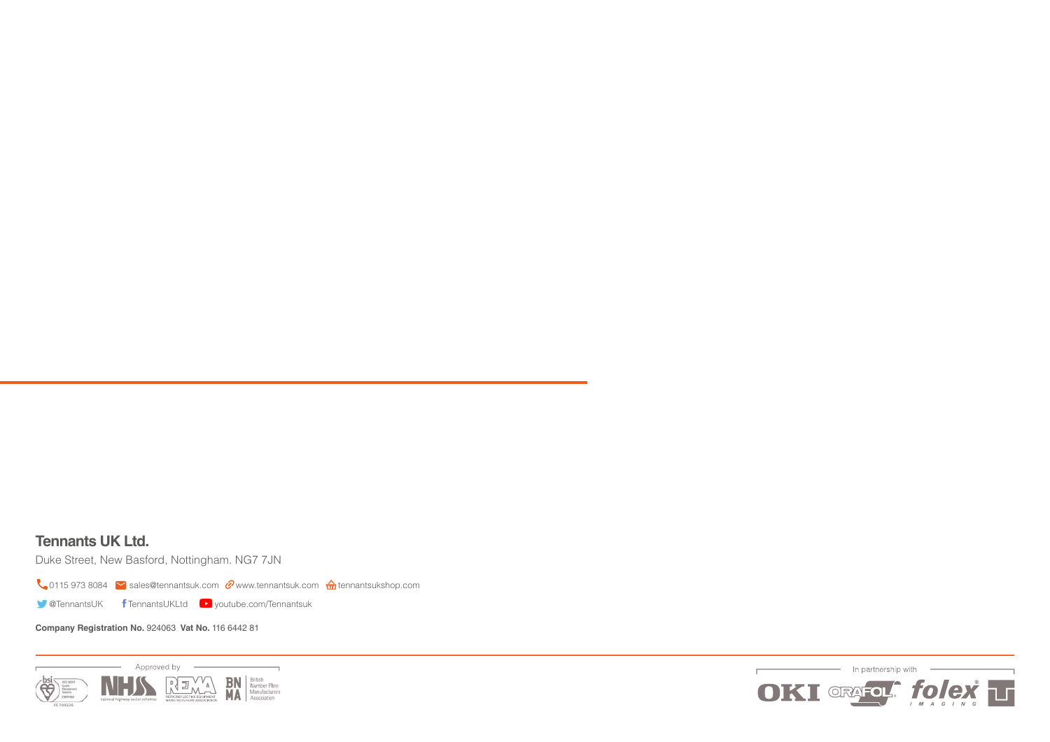**Tennants UK Ltd.**

Duke Street, New Basford, Nottingham. NG7 7JN

0115 973 8084 sales@tennantsuk.com www.tennantsuk.com tennantsukshop.com

@TennantsUK TennantsUKLtd youtube.com/Tennantsuk

**Company Registration No.** 924063 **Vat No.** 116 6442 81

Approved by

In partnership with